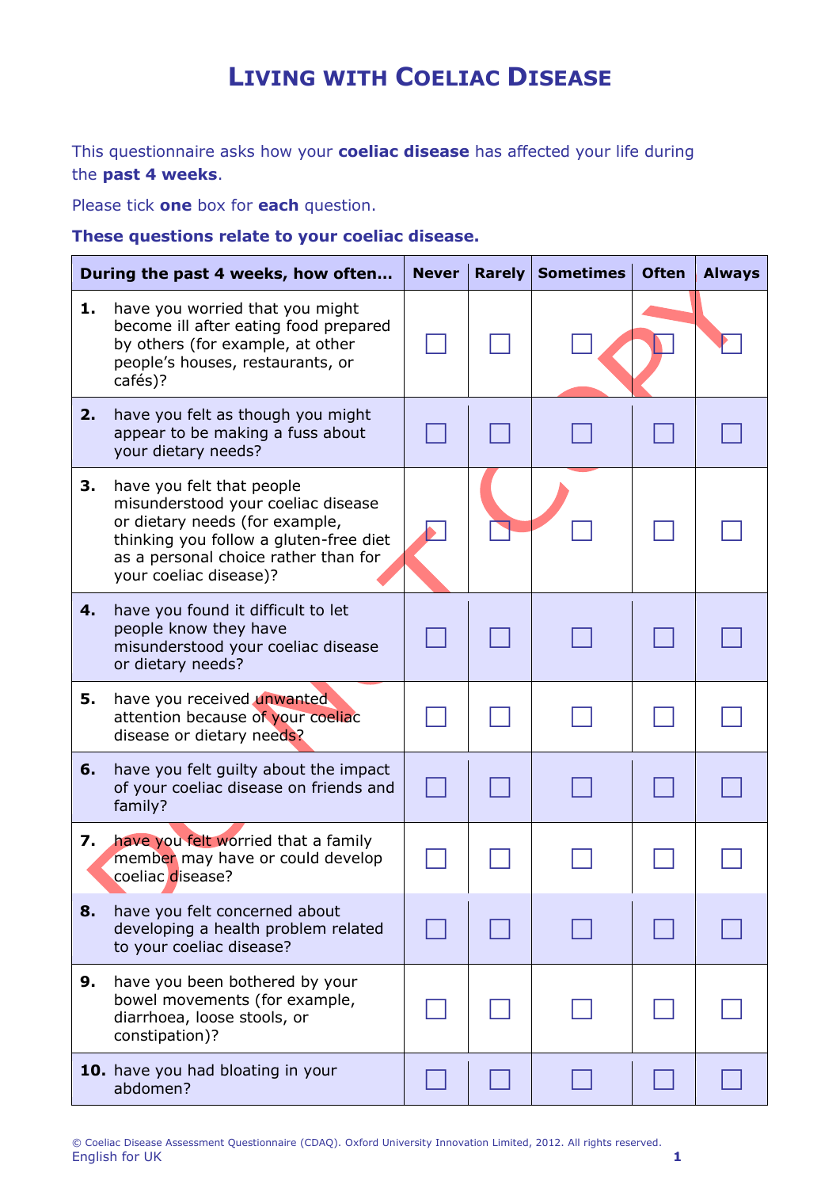# LIVING WITH COELIAC DISEASE

This questionnaire asks how your **coeliac disease** has affected your life during the **past 4 weeks**.

Please tick **one** box for **each** question.

**These questions relate to your coeliac disease.**

| During the past 4 weeks, how often… | Never | Rarely | Sometimes | Often | Always |
|---|---|---|---|---|---|
| **1.** have you worried that you might become ill after eating food prepared by others (for example, at other people's houses, restaurants, or cafés)? | ☐ | ☐ | ☐ | ☐ | ☐ |
| **2.** have you felt as though you might appear to be making a fuss about your dietary needs? | ☐ | ☐ | ☐ | ☐ | ☐ |
| **3.** have you felt that people misunderstood your coeliac disease or dietary needs (for example, thinking you follow a gluten-free diet as a personal choice rather than for your coeliac disease)? | ☐ | ☐ | ☐ | ☐ | ☐ |
| **4.** have you found it difficult to let people know they have misunderstood your coeliac disease or dietary needs? | ☐ | ☐ | ☐ | ☐ | ☐ |
| **5.** have you received unwanted attention because of your coeliac disease or dietary needs? | ☐ | ☐ | ☐ | ☐ | ☐ |
| **6.** have you felt guilty about the impact of your coeliac disease on friends and family? | ☐ | ☐ | ☐ | ☐ | ☐ |
| **7.** have you felt worried that a family member may have or could develop coeliac disease? | ☐ | ☐ | ☐ | ☐ | ☐ |
| **8.** have you felt concerned about developing a health problem related to your coeliac disease? | ☐ | ☐ | ☐ | ☐ | ☐ |
| **9.** have you been bothered by your bowel movements (for example, diarrhoea, loose stools, or constipation)? | ☐ | ☐ | ☐ | ☐ | ☐ |
| **10.** have you had bloating in your abdomen? | ☐ | ☐ | ☐ | ☐ | ☐ |

© Coeliac Disease Assessment Questionnaire (CDAQ). Oxford University Innovation Limited, 2012. All rights reserved.
English for UK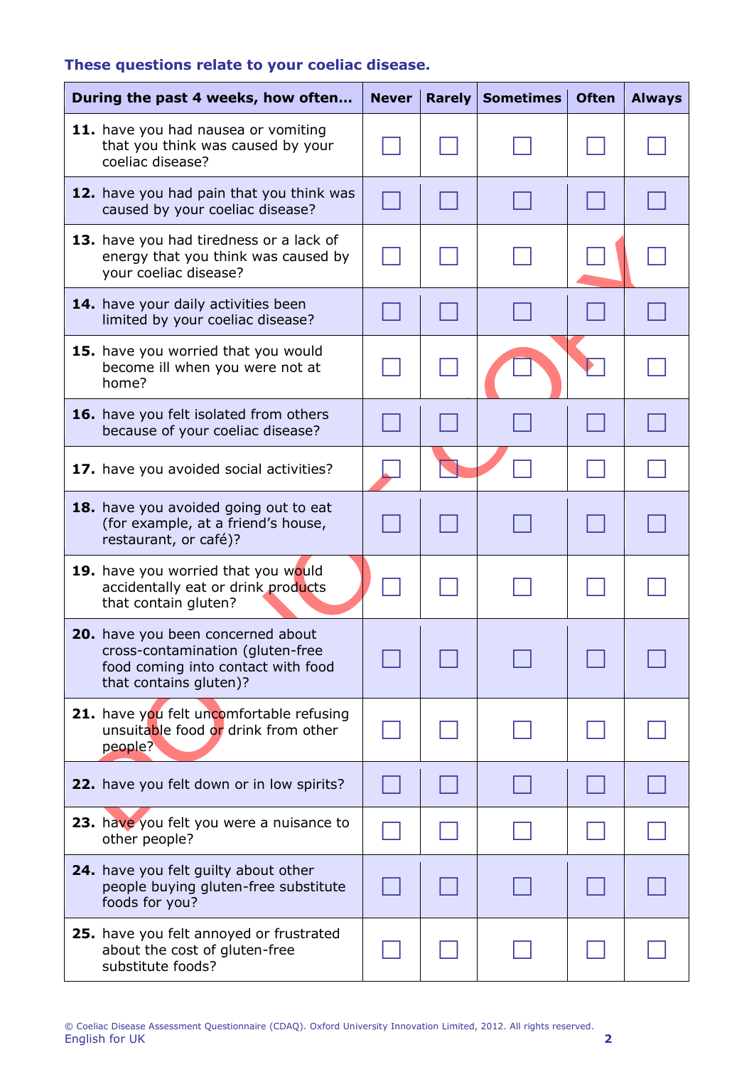**These questions relate to your coeliac disease.**

| During the past 4 weeks, how often… | Never | Rarely | Sometimes | Often | Always |
|---|---|---|---|---|---|
| **11.** have you had nausea or vomiting that you think was caused by your coeliac disease? | ☐ | ☐ | ☐ | ☐ | ☐ |
| **12.** have you had pain that you think was caused by your coeliac disease? | ☐ | ☐ | ☐ | ☐ | ☐ |
| **13.** have you had tiredness or a lack of energy that you think was caused by your coeliac disease? | ☐ | ☐ | ☐ | ☐ | ☐ |
| **14.** have your daily activities been limited by your coeliac disease? | ☐ | ☐ | ☐ | ☐ | ☐ |
| **15.** have you worried that you would become ill when you were not at home? | ☐ | ☐ | ☐ | ☐ | ☐ |
| **16.** have you felt isolated from others because of your coeliac disease? | ☐ | ☐ | ☐ | ☐ | ☐ |
| **17.** have you avoided social activities? | ☐ | ☐ | ☐ | ☐ | ☐ |
| **18.** have you avoided going out to eat (for example, at a friend's house, restaurant, or café)? | ☐ | ☐ | ☐ | ☐ | ☐ |
| **19.** have you worried that you would accidentally eat or drink products that contain gluten? | ☐ | ☐ | ☐ | ☐ | ☐ |
| **20.** have you been concerned about cross-contamination (gluten-free food coming into contact with food that contains gluten)? | ☐ | ☐ | ☐ | ☐ | ☐ |
| **21.** have you felt uncomfortable refusing unsuitable food or drink from other people? | ☐ | ☐ | ☐ | ☐ | ☐ |
| **22.** have you felt down or in low spirits? | ☐ | ☐ | ☐ | ☐ | ☐ |
| **23.** have you felt you were a nuisance to other people? | ☐ | ☐ | ☐ | ☐ | ☐ |
| **24.** have you felt guilty about other people buying gluten-free substitute foods for you? | ☐ | ☐ | ☐ | ☐ | ☐ |
| **25.** have you felt annoyed or frustrated about the cost of gluten-free substitute foods? | ☐ | ☐ | ☐ | ☐ | ☐ |

© Coeliac Disease Assessment Questionnaire (CDAQ). Oxford University Innovation Limited, 2012. All rights reserved.
English for UK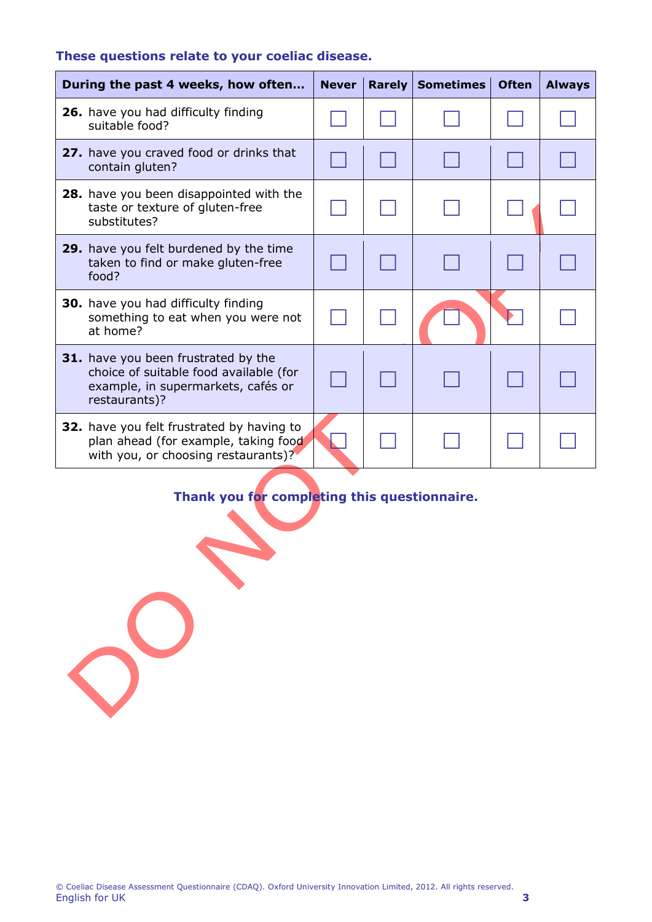**These questions relate to your coeliac disease.**

| During the past 4 weeks, how often… | Never | Rarely | Sometimes | Often | Always |
|---|---|---|---|---|---|
| **26.** have you had difficulty finding suitable food? | ☐ | ☐ | ☐ | ☐ | ☐ |
| **27.** have you craved food or drinks that contain gluten? | ☐ | ☐ | ☐ | ☐ | ☐ |
| **28.** have you been disappointed with the taste or texture of gluten-free substitutes? | ☐ | ☐ | ☐ | ☐ | ☐ |
| **29.** have you felt burdened by the time taken to find or make gluten-free food? | ☐ | ☐ | ☐ | ☐ | ☐ |
| **30.** have you had difficulty finding something to eat when you were not at home? | ☐ | ☐ | ☐ | ☐ | ☐ |
| **31.** have you been frustrated by the choice of suitable food available (for example, in supermarkets, cafés or restaurants)? | ☐ | ☐ | ☐ | ☐ | ☐ |
| **32.** have you felt frustrated by having to plan ahead (for example, taking food with you, or choosing restaurants)? | ☐ | ☐ | ☐ | ☐ | ☐ |

**Thank you for completing this questionnaire.**

DO NOT

© Coeliac Disease Assessment Questionnaire (CDAQ). Oxford University Innovation Limited, 2012. All rights reserved.
English for UK